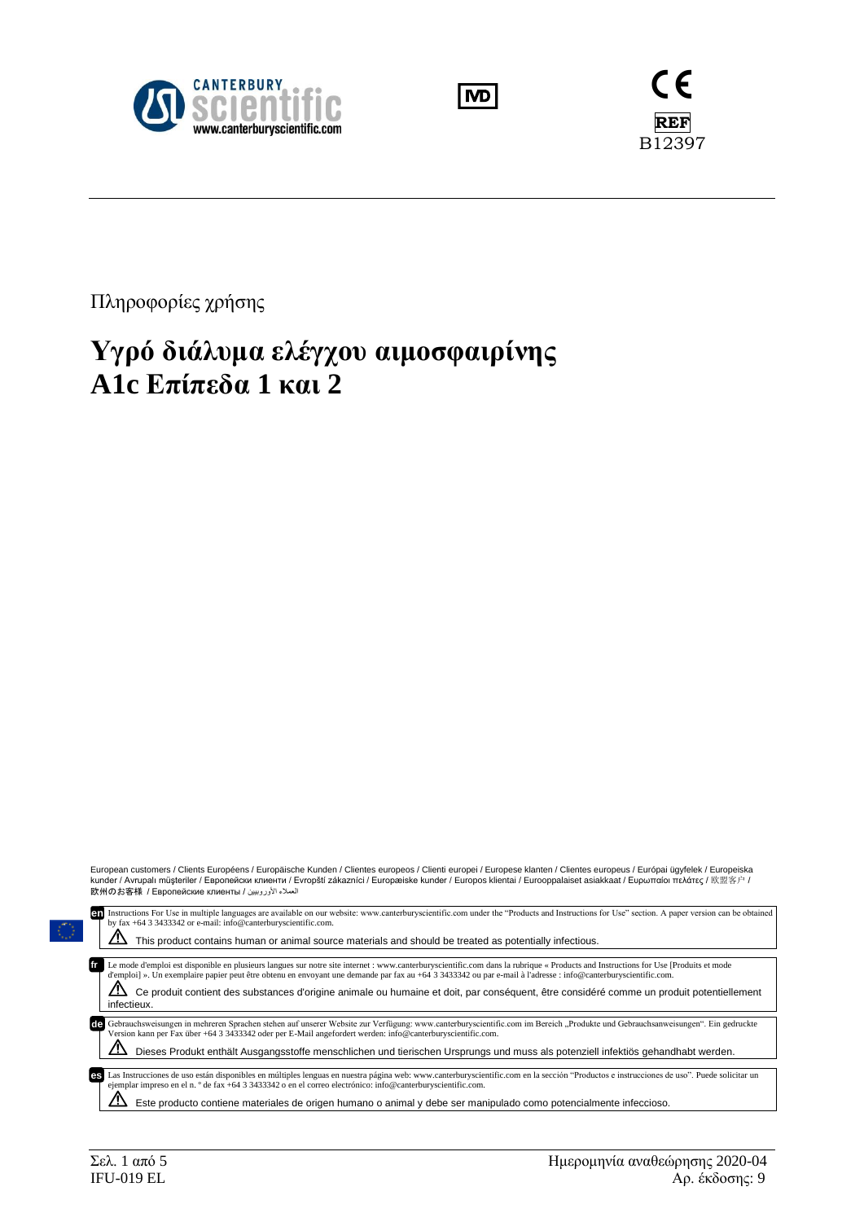CANTERBURY scientific
www.canterburyscientific.com

IVD

CE

REF B12397

Πληροφορίες χρήσης

# Υγρό διάλυμα ελέγχου αιμοσφαιρίνης A1c Επίπεδα 1 και 2

European customers / Clients Européens / Europäische Kunden / Clientes europeos / Clienti europei / Europese klanten / Clientes europeus / Európai ügyfelek / Europeiska kunder / Avrupalı müşteriler / Европейски клиенти / Evropští zákazníci / Europæiske kunder / Europos klientai / Eurooppalaiset asiakkaat / Ευρωπαίοι πελάτες / 欧盟客户 / 欧州のお客様 / Европейские клиенты / العملاء الأوروبيين

**en** Instructions For Use in multiple languages are available on our website: www.canterburyscientific.com under the "Products and Instructions for Use" section. A paper version can be obtained by fax +64 3 3433342 or e-mail: info@canterburyscientific.com.

⚠ This product contains human or animal source materials and should be treated as potentially infectious.

**fr** Le mode d'emploi est disponible en plusieurs langues sur notre site internet : www.canterburyscientific.com dans la rubrique « Products and Instructions for Use [Produits et mode d'emploi] ». Un exemplaire papier peut être obtenu en envoyant une demande par fax au +64 3 3433342 ou par e-mail à l'adresse : info@canterburyscientific.com.

⚠ Ce produit contient des substances d'origine animale ou humaine et doit, par conséquent, être considéré comme un produit potentiellement infectieux.

**de** Gebrauchsweisungen in mehreren Sprachen stehen auf unserer Website zur Verfügung: www.canterburyscientific.com im Bereich „Produkte und Gebrauchsanweisungen". Ein gedruckte Version kann per Fax über +64 3 3433342 oder per E-Mail angefordert werden: info@canterburyscientific.com.

⚠ Dieses Produkt enthält Ausgangsstoffe menschlichen und tierischen Ursprungs und muss als potenziell infektiös gehandhabt werden.

**es** Las Instrucciones de uso están disponibles en múltiples lenguas en nuestra página web: www.canterburyscientific.com en la sección "Productos e instrucciones de uso". Puede solicitar un ejemplar impreso en el n. º de fax +64 3 3433342 o en el correo electrónico: info@canterburyscientific.com.

⚠ Este producto contiene materiales de origen humano o animal y debe ser manipulado como potencialmente infeccioso.

IFU-019 EL

Ημερομηνία αναθεώρησης 2020-04

Αρ. έκδοσης: 9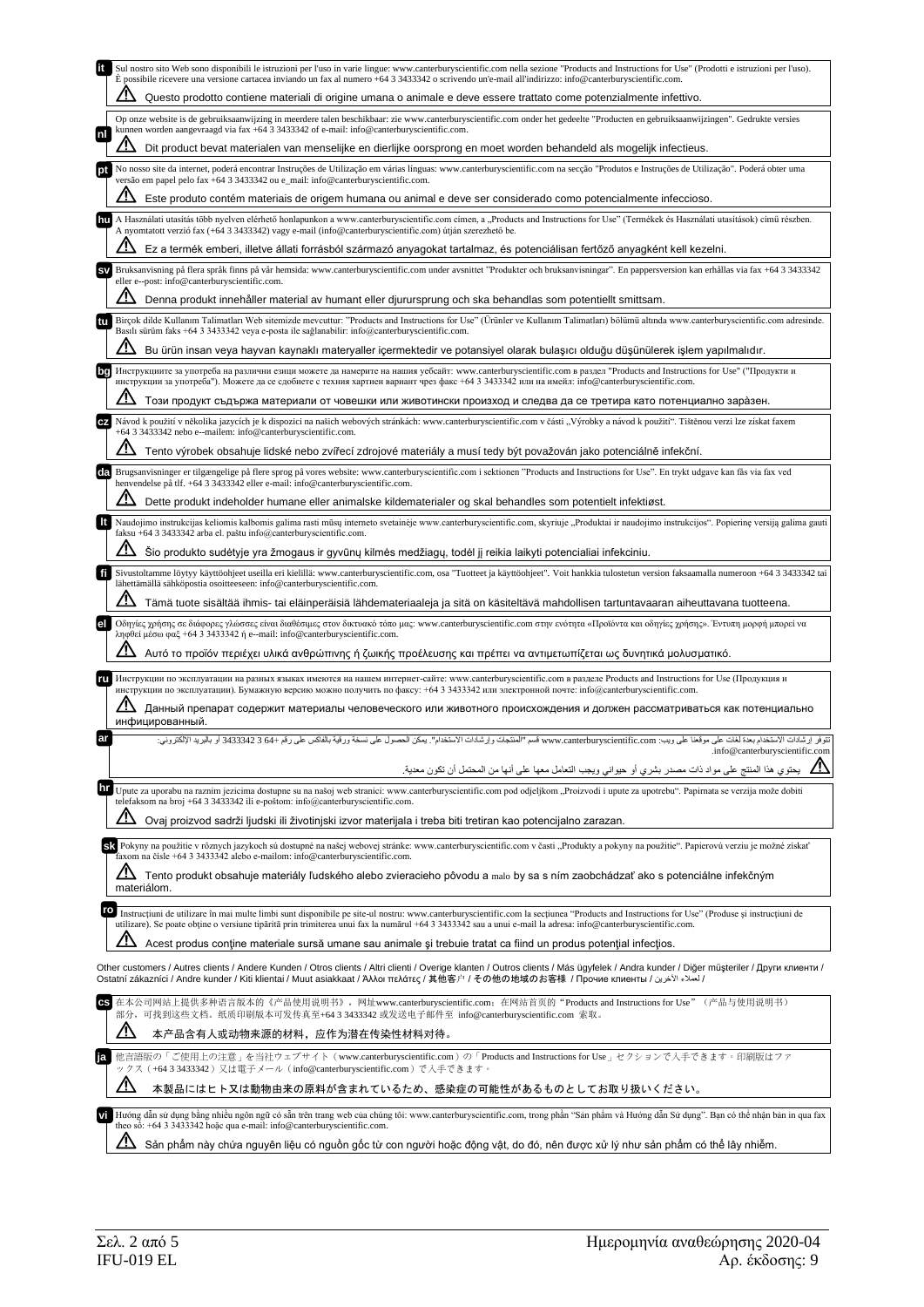**it** Sul nostro sito Web sono disponibili le istruzioni per l'uso in varie lingue: www.canterburyscientific.com nella sezione "Products and Instructions for Use" (Prodotti e istruzioni per l'uso). È possibile ricevere una versione cartacea inviando un fax al numero +64 3 3433342 o scrivendo un'e-mail all'indirizzo: info@canterburyscientific.com.

⚠ Questo prodotto contiene materiali di origine umana o animale e deve essere trattato come potenzialmente infettivo.

**nl** Op onze website is de gebruikshandleiding in meerdere talen beschikbaar: zie www.canterburyscientific.com onder het gedeelte "Producten en gebruiksaanwijzingen". Gedrukte versies kunnen worden aangevraagd via fax +64 3 3433342 of e-mail: info@canterburyscientific.com.

⚠ Dit product bevat materialen van menselijke en dierlijke oorsprong en moet worden behandeld als mogelijk infectieus.

**pt** No nosso site da internet, poderá encontrar Instruções de Utilização em várias línguas: www.canterburyscientific.com na secção "Produtos e Instruções de Utilização". Poderá obter uma versão em papel pelo fax +64 3 3433342 ou e_mail: info@canterburyscientific.com.

⚠ Este produto contém materiais de origem humana ou animal e deve ser considerado como potencialmente infeccioso.

**hu** A Használati utasítás több nyelven elérhető honlapunkon a www.canterburyscientific.com címen, a „Products and Instructions for Use" (Termékek és Használati utasítások) című részben. A nyomtatott verzió fax (+64 3 3433342) vagy e-mail (info@canterburyscientific.com) útján szerezhető be.

⚠ Ez a termék emberi, illetve állati forrásból származó anyagokat tartalmaz, és potenciálisan fertőző anyagként kell kezelni.

**sv** Bruksanvisning på flera språk finns på vår hemsida: www.canterburyscientific.com under avsnittet "Produkter och bruksanvisningar". En pappersversion kan erhållas via fax +64 3 3433342 eller e--post: info@canterburyscientific.com.

⚠ Denna produkt innehåller material av humant eller djurursprung och ska behandlas som potentiellt smittsam.

**tu** Birçok dilde Kullanım Talimatları Web sitemizde mevcuttur: "Products and Instructions for Use" (Ürünler ve Kullanım Talimatları) bölümü altında www.canterburyscientific.com adresinde. Basılı sürüm faks +64 3 3433342 veya e-posta ile sağlanabilir: info@canterburyscientific.com.

⚠ Bu ürün insan veya hayvan kaynaklı materyaller içermektedir ve potansiyel olarak bulaşıcı olduğu düşünülerek işlem yapılmalıdır.

**bg** Инструкциите за употреба на различни езици можете да намерите на нашия уебсайт: www.canterburyscientific.com в раздел "Products and Instructions for Use" ("Продукти и инструкции за употреба"). Можете да се сдобиете с техния хартиен вариант чрез факс +64 3 3433342 или на имейл: info@canterburyscientific.com.

⚠ Този продукт съдържа материали от човешки или животински произход и следва да се третира като потенциално заразен.

**cz** Návod k použití v několika jazycích je k dispozici na našich webových stránkách: www.canterburyscientific.com v části „Výrobky a návod k použití". Tištěnou verzi lze získat faxem +64 3 3433342 nebo e--mailem: info@canterburyscientific.com.

⚠ Tento výrobek obsahuje lidské nebo zvířecí zdrojové materiály a musí tedy být považován jako potenciálně infekční.

**da** Brugsanvisninger er tilgængelige på flere sprog på vores website: www.canterburyscientific.com i sektionen "Products and Instructions for Use". En trykt udgave kan fås via fax ved henvendelse på tlf. +64 3 3433342 eller e-mail: info@canterburyscientific.com.

⚠ Dette produkt indeholder humane eller animalske kildematerialer og skal behandles som potentielt infektiøst.

**lt** Naudojimo instrukcijas keliomis kalbomis galima rasti mūsų interneto svetainėje www.canterburyscientific.com, skyriuje „Produktai ir naudojimo instrukcijos". Popierinę versiją galima gauti faksu +64 3 3433342 arba el. paštu info@canterburyscientific.com.

⚠ Šio produkto sudėtyje yra žmogaus ir gyvūnų kilmės medžiagų, todėl jį reikia laikyti potencialiai infekciniu.

**fi** Sivustoltamme löytyy käyttöohjeet useilla eri kielillä: www.canterburyscientific.com, osa "Tuotteet ja käyttöohjeet". Voit hankkia tulostetun version faksaamalla numeroon +64 3 3433342 tai lähettämällä sähköpostia osoitteeseen: info@canterburyscientific.com.

⚠ Tämä tuote sisältää ihmis- tai eläinperäisiä lähdemateriaaleja ja sitä on käsiteltävä mahdollisen tartuntavaaran aiheuttavana tuotteena.

**el** Οδηγίες χρήσης σε διάφορες γλώσσες είναι διαθέσιμες στον δικτυακό τόπο μας: www.canterburyscientific.com στην ενότητα «Προϊόντα και οδηγίες χρήσης». Έντυπη μορφή μπορεί να ληφθεί μέσω φαξ +64 3 3433342 ή e--mail: info@canterburyscientific.com.

⚠ Αυτό το προϊόν περιέχει υλικά ανθρώπινης ή ζωικής προέλευσης και πρέπει να αντιμετωπίζεται ως δυνητικά μολυσματικό.

**ru** Инструкции по эксплуатации на разных языках имеются на нашем интернет-сайте: www.canterburyscientific.com в разделе Products and Instructions for Use (Продукция и инструкции по эксплуатации). Бумажную версию можно получить по факсу: +64 3 3433342 или электронной почте: info@canterburyscientific.com.

⚠ Данный препарат содержит материалы человеческого или животного происхождения и должен рассматриваться как потенциально инфицированный.

**ar** تتوفر إرشادات الاستخدام بعدة لغات على موقعنا على ويب: www.canterburyscientific.com قسم "المنتجات وإرشادات الاستخدام". يمكن الحصول على نسخة ورقية بالفاكس على رقم +64 3 3433342 أو بالبريد الإلكتروني: info@canterburyscientific.com.

⚠ يحتوي هذا المنتج على مواد ذات مصدر بشري أو حيواني ويجب التعامل معها على أنها من المحتمل أن تكون معدية.

**hr** Upute za uporabu na raznim jezicima dostupne su na našoj web stranici: www.canterburyscientific.com pod odjeljkom „Proizvodi i upute za upotrebu". Papirnata se verzija može dobiti telefaksom na broj +64 3 3433342 ili e-poštom: info@canterburyscientific.com.

⚠ Ovaj proizvod sadrži ljudski ili životinjski izvor materijala i treba biti tretiran kao potencijalno zarazan.

**sk** Pokyny na použitie v rôznych jazykoch sú dostupné na našej webovej stránke: www.canterburyscientific.com v časti „Produkty a pokyny na použitie". Papierovú verziu je možné získať faxom na čísle +64 3 3433342 alebo e-mailom: info@canterburyscientific.com.

⚠ Tento produkt obsahuje materiály ľudského alebo zvieracieho pôvodu a malo by sa s ním zaobchádzať ako s potenciálne infekčným materiálom.

**ro** Instrucțiuni de utilizare în mai multe limbi sunt disponibile pe site-ul nostru: www.canterburyscientific.com la secțiunea "Products and Instructions for Use" (Produse și instrucțiuni de utilizare). Se poate obține o versiune tipărită prin trimiterea unui fax la numărul +64 3 3433342 sau a unui e-mail la adresa: info@canterburyscientific.com.

⚠ Acest produs conține materiale sursă umane sau animale și trebuie tratat ca fiind un produs potențial infecțios.

Other customers / Autres clients / Andere Kunden / Otros clients / Altri clienti / Overige klanten / Outros clientes / Más ügyfelek / Andra kunder / Diğer müşteriler / Други клиенти / Ostatní zákazníci / Andre kunder / Kiti klientai / Muut asiakkaat / Άλλοι πελάτες / 其他客户 / その他の地域のお客様 / Прочие клиенты / لعملاء الآخرين /

**cs** 在本公司网站上提供多种语言版本的《产品使用说明书》，网址www.canterburyscientific.com；在网站首页的"Products and Instructions for Use"（产品与使用说明书）部分，可找到这些文档。纸质印刷版本可发传真至+64 3 3433342 或发送电子邮件至 info@canterburyscientific.com 索取。

⚠ 本产品含有人或动物来源的材料，应作为潜在传染性材料对待。

**ja** 他言語版の「ご使用上の注意」を当社ウェブサイト（www.canterburyscientific.com）の「Products and Instructions for Use」セクションで入手できます。印刷版はファックス（+64 3 3433342）又は電子メール（info@canterburyscientific.com）で入手できます。

⚠ 本製品にはヒト又は動物由来の原料が含まれているため、感染症の可能性があるものとしてお取り扱いください。

**vi** Hướng dẫn sử dụng bằng nhiều ngôn ngữ có sẵn trên trang web của chúng tôi: www.canterburyscientific.com, trong phần "Sản phẩm và Hướng dẫn Sử dụng". Bạn có thể nhận bản in qua fax theo số: +64 3 3433342 hoặc qua e-mail: info@canterburyscientific.com.

⚠ Sản phẩm này chứa nguyên liệu có nguồn gốc từ con người hoặc động vật, do đó, nên được xử lý như sản phẩm có thể lây nhiễm.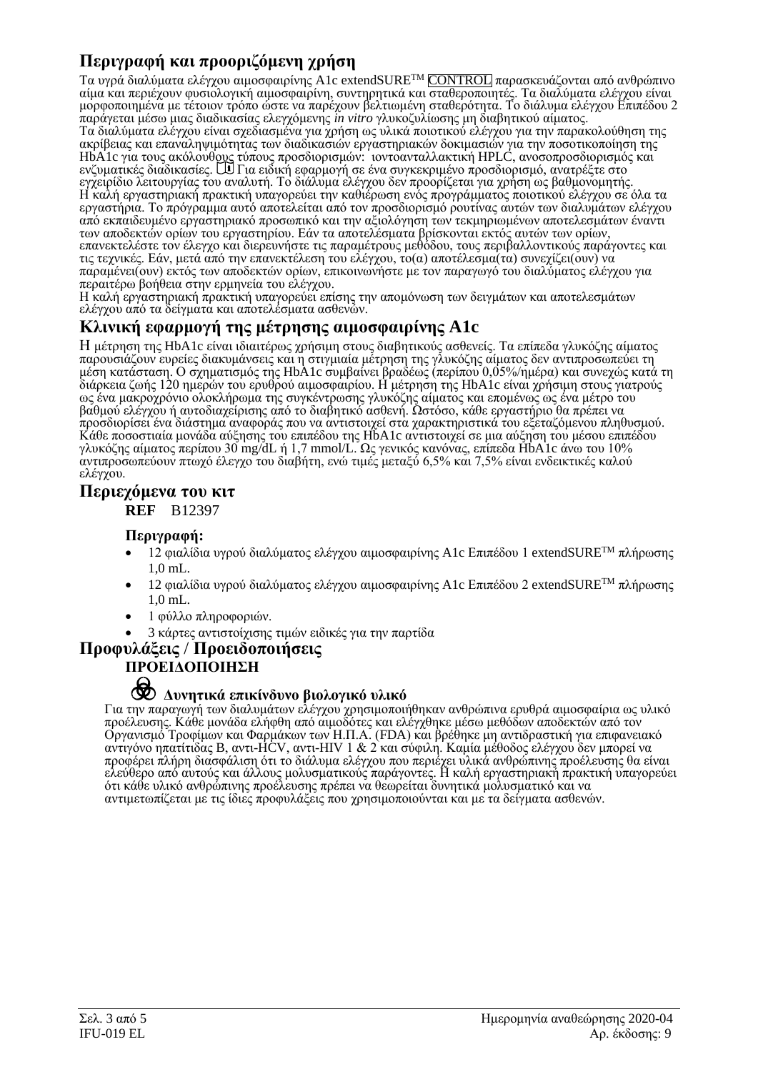## Περιγραφή και προοριζόμενη χρήση

Τα υγρά διαλύματα ελέγχου αιμοσφαιρίνης A1c extendSURE™ CONTROL παρασκευάζονται από ανθρώπινο αίμα και περιέχουν φυσιολογική αιμοσφαιρίνη, συντηρητικά και σταθεροποιητές. Τα διαλύματα ελέγχου είναι μορφοποιημένα με τέτοιον τρόπο ώστε να παρέχουν βελτιωμένη σταθερότητα. Το διάλυμα ελέγχου Επιπέδου 2 παράγεται μέσω μιας διαδικασίας ελεγχόμενης *in vitro* γλυκοζυλίωσης μη διαβητικού αίματος.

Τα διαλύματα ελέγχου είναι σχεδιασμένα για χρήση ως υλικά ποιοτικού ελέγχου για την παρακολούθηση της ακρίβειας και επαναληψιμότητας των διαδικασιών εργαστηριακών δοκιμασιών για την ποσοτικοποίηση της HbA1c για τους ακόλουθους τύπους προσδιορισμών: ιοντοανταλλακτική HPLC, ανοσοπροσδιορισμός και ενζυματικές διαδικασίες. Για ειδική εφαρμογή σε ένα συγκεκριμένο προσδιορισμό, ανατρέξτε στο εγχειρίδιο λειτουργίας του αναλυτή. Το διάλυμα ελέγχου δεν προορίζεται για χρήση ως βαθμονομητής.

Η καλή εργαστηριακή πρακτική υπαγορεύει την καθιέρωση ενός προγράμματος ποιοτικού ελέγχου σε όλα τα εργαστήρια. Το πρόγραμμα αυτό αποτελείται από τον προσδιορισμό ρουτίνας αυτών των διαλυμάτων ελέγχου από εκπαιδευμένο εργαστηριακό προσωπικό και την αξιολόγηση των τεκμηριωμένων αποτελεσμάτων έναντι των αποδεκτών ορίων του εργαστηρίου. Εάν τα αποτελέσματα βρίσκονται εκτός αυτών των ορίων, επανεκτελέστε τον έλεγχο και διερευνήστε τις παραμέτρους μεθόδου, τους περιβαλλοντικούς παράγοντες και τις τεχνικές. Εάν, μετά από την επανεκτέλεση του ελέγχου, το(α) αποτέλεσμα(τα) συνεχίζει(ουν) να παραμένει(ουν) εκτός των αποδεκτών ορίων, επικοινωνήστε με τον παραγωγό του διαλύματος ελέγχου για περαιτέρω βοήθεια στην ερμηνεία του ελέγχου.

Η καλή εργαστηριακή πρακτική υπαγορεύει επίσης την απομόνωση των δειγμάτων και αποτελεσμάτων ελέγχου από τα δείγματα και αποτελέσματα ασθενών.

## Κλινική εφαρμογή της μέτρησης αιμοσφαιρίνης A1c

Η μέτρηση της HbA1c είναι ιδιαιτέρως χρήσιμη στους διαβητικούς ασθενείς. Τα επίπεδα γλυκόζης αίματος παρουσιάζουν ευρείες διακυμάνσεις και η στιγμιαία μέτρηση της γλυκόζης αίματος δεν αντιπροσωπεύει τη μέση κατάσταση. Ο σχηματισμός της HbA1c συμβαίνει βραδέως (περίπου 0,05%/ημέρα) και συνεχώς κατά τη διάρκεια ζωής 120 ημερών του ερυθρού αιμοσφαιρίου. Η μέτρηση της HbA1c είναι χρήσιμη στους γιατρούς ως ένα μακροχρόνιο ολοκλήρωμα της συγκέντρωσης γλυκόζης αίματος και επομένως ως ένα μέτρο του βαθμού ελέγχου ή αυτοδιαχείρισης από το διαβητικό ασθενή. Ωστόσο, κάθε εργαστήριο θα πρέπει να προσδιορίσει ένα διάστημα αναφοράς που να αντιστοιχεί στα χαρακτηριστικά του εξεταζόμενου πληθυσμού. Κάθε ποσοστιαία μονάδα αύξησης του επιπέδου της HbA1c αντιστοιχεί σε μια αύξηση του μέσου επιπέδου γλυκόζης αίματος περίπου 30 mg/dL ή 1,7 mmol/L. Ως γενικός κανόνας, επίπεδα HbA1c άνω του 10% αντιπροσωπεύουν πτωχό έλεγχο του διαβήτη, ενώ τιμές μεταξύ 6,5% και 7,5% είναι ενδεικτικές καλού ελέγχου.

## Περιεχόμενα του κιτ

**REF** B12397

**Περιγραφή:**

- 12 φιαλίδια υγρού διαλύματος ελέγχου αιμοσφαιρίνης A1c Επιπέδου 1 extendSURE™ πλήρωσης 1,0 mL.
- 12 φιαλίδια υγρού διαλύματος ελέγχου αιμοσφαιρίνης A1c Επιπέδου 2 extendSURE™ πλήρωσης 1,0 mL.
- 1 φύλλο πληροφοριών.
- 3 κάρτες αντιστοίχισης τιμών ειδικές για την παρτίδα

## Προφυλάξεις / Προειδοποιήσεις

**ΠΡΟΕΙΔΟΠΟΙΗΣΗ**

**Δυνητικά επικίνδυνο βιολογικό υλικό**

Για την παραγωγή των διαλυμάτων ελέγχου χρησιμοποιήθηκαν ανθρώπινα ερυθρά αιμοσφαίρια ως υλικό προέλευσης. Κάθε μονάδα ελήφθη από αιμοδότες και ελέγχθηκε μέσω μεθόδων αποδεκτών από τον Οργανισμό Τροφίμων και Φαρμάκων των Η.Π.Α. (FDA) και βρέθηκε μη αντιδραστική για επιφανειακό αντιγόνο ηπατίτιδας B, αντι-HCV, αντι-HIV 1 & 2 και σύφιλη. Καμία μέθοδος ελέγχου δεν μπορεί να προφέρει πλήρη διασφάλιση ότι το διάλυμα ελέγχου που περιέχει υλικά ανθρώπινης προέλευσης θα είναι ελεύθερο από αυτούς και άλλους μολυσματικούς παράγοντες. Η καλή εργαστηριακή πρακτική υπαγορεύει ότι κάθε υλικό ανθρώπινης προέλευσης πρέπει να θεωρείται δυνητικά μολυσματικό και να αντιμετωπίζεται με τις ίδιες προφυλάξεις που χρησιμοποιούνται και με τα δείγματα ασθενών.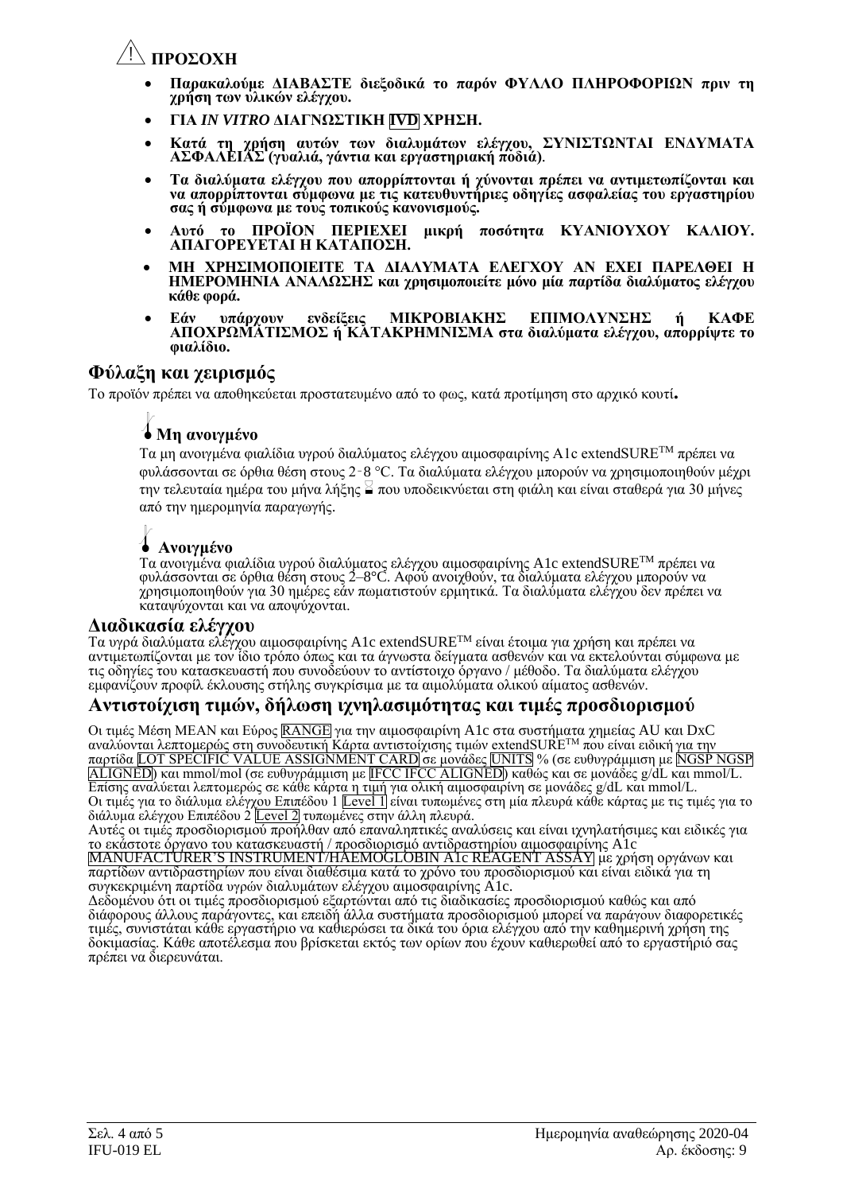## ⚠ ΠΡΟΣΟΧΗ

- **Παρακαλούμε ΔΙΑΒΑΣΤΕ διεξοδικά το παρόν ΦΥΛΛΟ ΠΛΗΡΟΦΟΡΙΩΝ πριν τη χρήση των υλικών ελέγχου.**
- **ΓΙΑ *IN VITRO* ΔΙΑΓΝΩΣΤΙΚΗ IVD ΧΡΗΣΗ.**
- **Κατά τη χρήση αυτών των διαλυμάτων ελέγχου, ΣΥΝΙΣΤΩΝΤΑΙ ΕΝΔΥΜΑΤΑ ΑΣΦΑΛΕΙΑΣ (γυαλιά, γάντια και εργαστηριακή ποδιά)**.
- **Τα διαλύματα ελέγχου που απορρίπτονται ή χύνονται πρέπει να αντιμετωπίζονται και να απορρίπτονται σύμφωνα με τις κατευθυντήριες οδηγίες ασφαλείας του εργαστηρίου σας ή σύμφωνα με τους τοπικούς κανονισμούς.**
- **Αυτό το ΠΡΟΪΟΝ ΠΕΡΙΕΧΕΙ μικρή ποσότητα ΚΥΑΝΙΟΥΧΟΥ ΚΑΛΙΟΥ. ΑΠΑΓΟΡΕΥΕΤΑΙ Η ΚΑΤΑΠΟΣΗ.**
- **ΜΗ ΧΡΗΣΙΜΟΠΟΙΕΙΤΕ ΤΑ ΔΙΑΛΥΜΑΤΑ ΕΛΕΓΧΟΥ ΑΝ ΕΧΕΙ ΠΑΡΕΛΘΕΙ Η ΗΜΕΡΟΜΗΝΙΑ ΑΝΑΛΩΣΗΣ και χρησιμοποιείτε μόνο μία παρτίδα διαλύματος ελέγχου κάθε φορά.**
- **Εάν υπάρχουν ενδείξεις ΜΙΚΡΟΒΙΑΚΗΣ ΕΠΙΜΟΛΥΝΣΗΣ ή ΚΑΦΕ ΑΠΟΧΡΩΜΑΤΙΣΜΟΣ ή ΚΑΤΑΚΡΗΜΝΙΣΜΑ στα διαλύματα ελέγχου, απορρίψτε το φιαλίδιο.**

## Φύλαξη και χειρισμός

Το προϊόν πρέπει να αποθηκεύεται προστατευμένο από το φως, κατά προτίμηση στο αρχικό κουτί**.**

### Μη ανοιγμένο

Τα μη ανοιγμένα φιαλίδια υγρού διαλύματος ελέγχου αιμοσφαιρίνης A1c extendSURE™ πρέπει να φυλάσσονται σε όρθια θέση στους 2‑8 °C. Τα διαλύματα ελέγχου μπορούν να χρησιμοποιηθούν μέχρι την τελευταία ημέρα του μήνα λήξης ⧗ που υποδεικνύεται στη φιάλη και είναι σταθερά για 30 μήνες από την ημερομηνία παραγωγής.

### Ανοιγμένο

Τα ανοιγμένα φιαλίδια υγρού διαλύματος ελέγχου αιμοσφαιρίνης A1c extendSURE™ πρέπει να φυλάσσονται σε όρθια θέση στους 2–8°C. Αφού ανοιχθούν, τα διαλύματα ελέγχου μπορούν να χρησιμοποιηθούν για 30 ημέρες εάν πωματιστούν ερμητικά. Τα διαλύματα ελέγχου δεν πρέπει να καταψύχονται και να αποψύχονται.

## Διαδικασία ελέγχου

Τα υγρά διαλύματα ελέγχου αιμοσφαιρίνης A1c extendSURE™ είναι έτοιμα για χρήση και πρέπει να αντιμετωπίζονται με τον ίδιο τρόπο όπως και τα άγνωστα δείγματα ασθενών και να εκτελούνται σύμφωνα με τις οδηγίες του κατασκευαστή που συνοδεύουν το αντίστοιχο όργανο / μέθοδο. Τα διαλύματα ελέγχου εμφανίζουν προφίλ έκλουσης στήλης συγκρίσιμα με τα αιμολύματα ολικού αίματος ασθενών.

## Αντιστοίχιση τιμών, δήλωση ιχνηλασιμότητας και τιμές προσδιορισμού

Οι τιμές Μέση MEAN και Εύρος RANGE για την αιμοσφαιρίνη A1c στα συστήματα χημείας AU και DxC αναλύονται λεπτομερώς στη συνοδευτική Κάρτα αντιστοίχισης τιμών extendSURE™ που είναι ειδική για την παρτίδα LOT SPECIFIC VALUE ASSIGNMENT CARD σε μονάδες UNITS % (σε ευθυγράμμιση με NGSP NGSP ALIGNED) και mmol/mol (σε ευθυγράμμιση με IFCC IFCC ALIGNED) καθώς και σε μονάδες g/dL και mmol/L. Επίσης αναλύεται λεπτομερώς σε κάθε κάρτα η τιμή για ολική αιμοσφαιρίνη σε μονάδες g/dL και mmol/L.
Οι τιμές για το διάλυμα ελέγχου Επιπέδου 1 Level 1 είναι τυπωμένες στη μία πλευρά κάθε κάρτας με τις τιμές για το διάλυμα ελέγχου Επιπέδου 2 Level 2 τυπωμένες στην άλλη πλευρά.
Αυτές οι τιμές προσδιορισμού προήλθαν από επαναληπτικές αναλύσεις και είναι ιχνηλατήσιμες και ειδικές για το εκάστοτε όργανο του κατασκευαστή / προσδιορισμό αντιδραστηρίου αιμοσφαιρίνης A1c MANUFACTURER'S INSTRUMENT/HAEMOGLOBIN A1c REAGENT ASSAY με χρήση οργάνων και παρτίδων αντιδραστηρίων που είναι διαθέσιμα κατά το χρόνο του προσδιορισμού και είναι ειδικά για τη συγκεκριμένη παρτίδα υγρών διαλυμάτων ελέγχου αιμοσφαιρίνης A1c.
Δεδομένου ότι οι τιμές προσδιορισμού εξαρτώνται από τις διαδικασίες προσδιορισμού καθώς και από διάφορους άλλους παράγοντες, και επειδή άλλα συστήματα προσδιορισμού μπορεί να παράγουν διαφορετικές τιμές, συνιστάται κάθε εργαστήριο να καθιερώσει τα δικά του όρια ελέγχου από την καθημερινή χρήση της δοκιμασίας. Κάθε αποτέλεσμα που βρίσκεται εκτός των ορίων που έχουν καθιερωθεί από το εργαστήριό σας πρέπει να διερευνάται.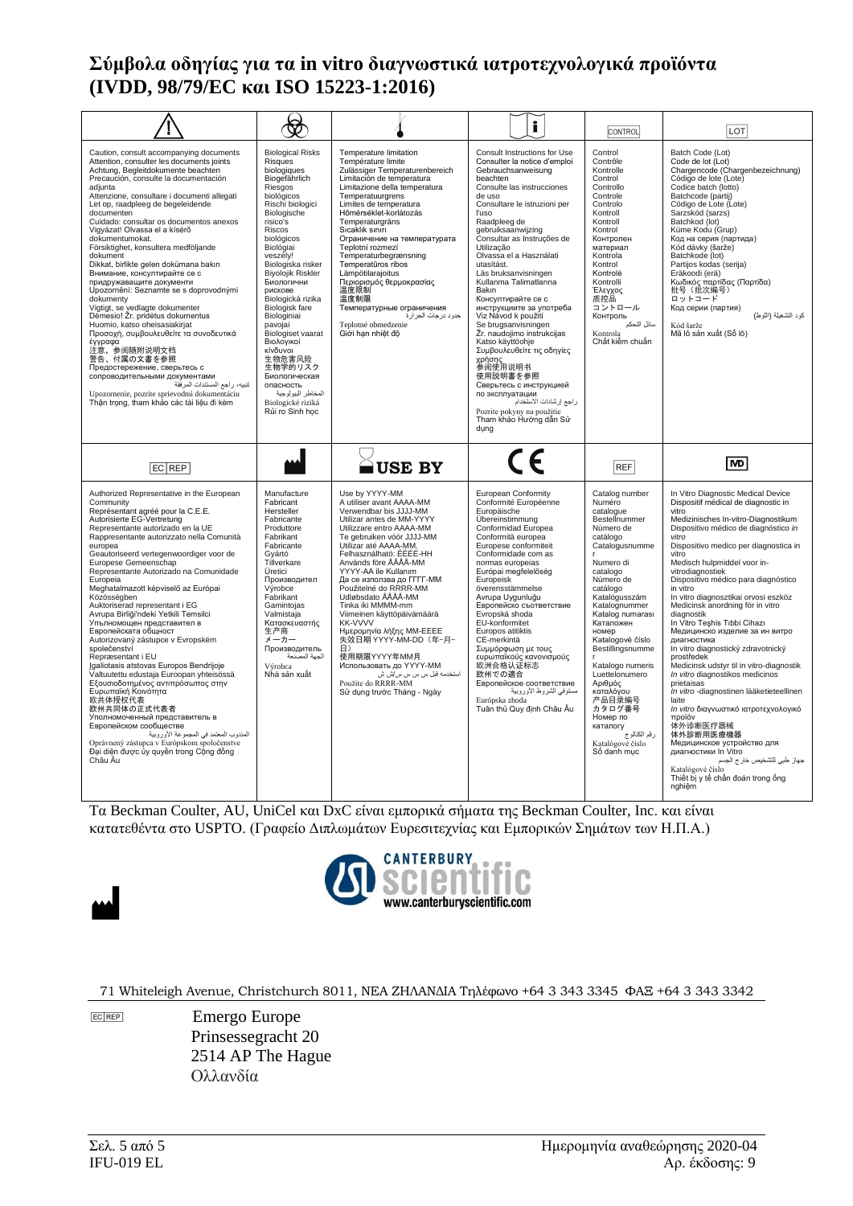# Σύμβολα οδηγίας για τα in vitro διαγνωστικά ιατροτεχνολογικά προϊόντα (IVDD, 98/79/EC και ISO 15223-1:2016)

| ⚠ | ☣ | 🌡 | i | CONTROL | LOT |
|---|---|---|---|---|---|
| Caution, consult accompanying documents<br>Attention, consulter les documents joints<br>Achtung, Begleitdokumente beachten<br>Precaución, consulte la documentación adjunta<br>Attenzione, consultare i documenti allegati<br>Let op, raadpleeg de begeleidende documenten<br>Cuidado: consultar os documentos anexos<br>Vigyázat! Olvassa el a kísérő dokumentumokat.<br>Försiktighet, konsultera medföljande dokument<br>Dikkat, birlikte gelen doküman bakın<br>Внимание, консултирайте се с придружаващите документи<br>Upozornění: Seznamte se s doprovodnými dokumenty<br>Vigtigt, se vedlagte dokumenter<br>Dėmesio! Žr. pridėtus dokumentus<br>Huomio, katso oheisasiakirjat<br>Προσοχή, συμβουλευθείτε τα συνοδευτικά έγγραφα<br>注意，参阅随附说明文档<br>警告，付属の文書を参照<br>Предостережение, сверьтесь с сопроводительными документами<br>تنبيه، راجع المستندات المرفقة<br>Upozornenie, pozrite sprievodnú dokumentáciu<br>Thận trọng, tham khảo các tài liệu đi kèm | Biological Risks<br>Risques biologiques<br>Biogefährlich<br>Riesgos biológicos<br>Rischi biologici<br>Biologische risico's<br>Riscos biológicos<br>Biológiai veszély!<br>Biologiska risker<br>Biyolojik Riskler<br>Биологични рискове<br>Biologická rizika<br>Biologisk fare<br>Biologiniai pavojai<br>Biologiset vaarat<br>Βιολογικοί κίνδυνοι<br>生物危害风险<br>生物学的リスク<br>Биологическая опасность<br>المخاطر البيولوجية<br>Biologické riziká<br>Rủi ro Sinh học | Temperature limitation<br>Température limite<br>Zulässiger Temperaturenbereich<br>Limitación de temperatura<br>Limitazione della temperatura<br>Temperatuurgrens<br>Limites de temperatura<br>Hőmérséklet-korlátozás<br>Temperaturgräns<br>Sıcaklık sınırı<br>Ограничение на температурата<br>Teplotní rozmezí<br>Temperaturbegrænsning<br>Temperatūros ribos<br>Lämpötilarajoitus<br>Περιορισμός θερμοκρασίας<br>温度限制<br>温度制限<br>Температурные ограничения<br>حدود درجات الحرارة<br>Teplotné obmedzenie<br>Giới hạn nhiệt độ | Consult Instructions for Use<br>Consulter la notice d'emploi<br>Gebrauchsanweisung beachten<br>Consulte las instrucciones de uso<br>Consultare le istruzioni per l'uso<br>Raadpleeg de gebruiksaanwijzing<br>Consultar as Instruções de Utilização<br>Olvassa el a Használati utasítást.<br>Läs bruksanvisningen<br>Kullanma Talimatlarına Bakın<br>Консултирайте се с инструкциите за употреба<br>Viz Návod k použití<br>Se brugsanvisningen<br>Žr. naudojimo instrukcijas<br>Katso käyttöohje<br>Συμβουλευθείτε τις οδηγίες χρήσης<br>参阅使用说明书<br>使用説明書を参照<br>Сверьтесь с инструкцией по эксплуатации<br>راجع إرشادات الاستخدام<br>Pozrite pokyny na použitie<br>Tham khảo Hướng dẫn Sử dụng | Control<br>Contrôle<br>Kontrolle<br>Control<br>Controllo<br>Controle<br>Controlo<br>Kontroll<br>Kontroll<br>Kontrol<br>Контролен материал<br>Kontrola<br>Kontrol<br>Kontrolė<br>Kontrolli<br>Έλεγχος<br>质控品<br>コントロール<br>Контроль<br>سائل التحكم<br>Kontrola<br>Chất kiểm chuẩn | Batch Code (Lot)<br>Code de lot (Lot)<br>Chargencode (Chargenbezeichnung)<br>Código de lote (Lote)<br>Codice batch (lotto)<br>Batchcode (partij)<br>Código de Lote (Lote)<br>Sarzskód (sarzs)<br>Batchkod (lot)<br>Küme Kodu (Grup)<br>Код на серия (партида)<br>Kód dávky (šarže)<br>Batchkode (lot)<br>Partijos kodas (serija)<br>Eräkoodi (erä)<br>Κωδικός παρτίδας (Παρτίδα)<br>批号（批次编号）<br>ロットコード<br>Код серии (партия)<br>كود التشغيلة (اللوط)<br>Kód šarže<br>Mã lô sản xuất (Số lô) |
| EC REP | 🏭 | USE BY | CE | REF | IVD |
| Authorized Representative in the European Community<br>Représentant agréé pour la C.E.E.<br>Autorisierte EG-Vertretung<br>Representante autorizado en la UE<br>Rappresentante autorizzato nella Comunità europea<br>Geautoriseerd vertegenwoordiger voor de Europese Gemeenschap<br>Representante Autorizado na Comunidade Europeia<br>Meghatalmazott képviselő az Európai Közösségben<br>Auktoriserad representant i EG<br>Avrupa Birliği'ndeki Yetkili Temsilci<br>Упълномощен представител в Европейската общност<br>Autorizovaný zástupce v Evropském společenství<br>Repræsentant i EU<br>Įgaliotasis atstovas Europos Bendrijoje<br>Valtuutettu edustaja Euroopan yhteisössä<br>Εξουσιοδοτημένος αντιπρόσωπος στην Ευρωπαϊκή Κοινότητα<br>欧共体授权代表<br>欧州共同体の正式代表者<br>Уполномоченный представитель в Европейском сообществе<br>المندوب المعتمد في المجموعة الأوروبية<br>Oprávnený zástupca v Európskom spoločenstve<br>Đại diện được ủy quyền trong Cộng đồng Châu Âu | Manufacture<br>Fabricant<br>Hersteller<br>Fabricante<br>Produttore<br>Fabrikant<br>Fabricante<br>Gyártó<br>Tillverkare<br>Üretici<br>Производител<br>Výrobce<br>Fabrikant<br>Gamintojas<br>Valmistaja<br>Κατασκευαστής<br>生产商<br>メーカー<br>Производитель<br>الجهة المصنعة<br>Výrobca<br>Nhà sản xuất | Use by YYYY-MM<br>A utiliser avant AAAA-MM<br>Verwendbar bis JJJJ-MM<br>Utilizar antes de MM-YYYY<br>Utilizzare entro AAAA-MM<br>Te gebruiken vóór JJJJ-MM<br>Utilizar até AAAA-MM.<br>Felhasználható: ÉÉÉÉ-HH<br>Används före ÅÅÅÅ-MM<br>YYYY-AA ile Kullanım<br>Да се използва до ГГГГ-ММ<br>Použitelné do RRRR-MM<br>Udløbsdato ÅÅÅÅ-MM<br>Tinka iki MMMM-mm<br>Viimeinen käyttöpäivämäärä KK-VVVV<br>Ημερομηνία λήξης ΜΜ-ΕΕΕΕ<br>失效日期 YYYY-MM-DD（年-月-日）<br>使用期限YYYY年MM月<br>Использовать до YYYY-MM<br>استخدمه قبل س س س س/ش ش<br>Použite do RRRR-MM<br>Sử dụng trước Tháng - Ngày | European Conformity<br>Conformité Européenne<br>Europäische Übereinstimmung<br>Conformidad Europea<br>Conformità europea<br>Europese conformiteit<br>Conformidade com as normas europeias<br>Európai megfelelőség<br>Europeisk överensstämmelse<br>Avrupa Uygunluğu<br>Европейско съответствие<br>Evropská shoda<br>EU-konformitet<br>Europos atitiktis<br>CE-merkintä<br>Συμμόρφωση με τους ευρωπαϊκούς κανονισμούς<br>欧洲合格认证标志<br>欧州での適合<br>Европейское соответствие<br>مستوفي الشروط الأوروبية<br>Európska zhoda<br>Tuân thủ Quy định Châu Âu | Catalog number<br>Numéro catalogue<br>Bestellnummer<br>Número de catálogo<br>Catalogusnummer<br>Numero di catalogo<br>Número de catálogo<br>Katalógusszám<br>Katalognummer<br>Katalog numarası<br>Каталожен номер<br>Katalogové číslo<br>Bestillingsnummer<br>Katalogo numeris<br>Luettelonumero<br>Αριθμός καταλόγου<br>产品目录编号<br>カタログ番号<br>Номер по каталогу<br>رقم الكتالوج<br>Katalógové číslo<br>Số danh mục | In Vitro Diagnostic Medical Device<br>Dispositif médical de diagnostic in vitro<br>Medizinisches In-vitro-Diagnostikum<br>Dispositivo médico de diagnóstico *in vitro*<br>Dispositivo medico per diagnostica in vitro<br>Medisch hulpmiddel voor in-vitrodiagnostiek<br>Dispositivo médico para diagnóstico in vitro<br>In vitro diagnosztikai orvosi eszköz<br>Medicinsk anordning för in vitro diagnostik<br>In Vitro Teşhis Tıbbi Cihazı<br>Медицинско изделие за ин витро диагностика<br>In vitro diagnostický zdravotnický prostředek<br>Medicinsk udstyr til in vitro-diagnostik<br>*In vitro* diagnostikos medicinos prietaisas<br>*In vitro* -diagnostinen lääketieteellinen laite<br>*In vitro* διαγνωστικό ιατροτεχνολογικό προϊόν<br>体外诊断医疗器械<br>体外診断用医療機器<br>Медицинское устройство для диагностики In Vitro<br>جهاز طبي للتشخيص خارج الجسم<br>Katalógové číslo<br>Thiết bị y tế chẩn đoán trong ống nghiệm |

Τα Beckman Coulter, AU, UniCel και DxC είναι εμπορικά σήματα της Beckman Coulter, Inc. και είναι κατατεθέντα στο USPTO. (Γραφείο Διπλωμάτων Ευρεσιτεχνίας και Εμπορικών Σημάτων των Η.Π.Α.)

CANTERBURY scientific
www.canterburyscientific.com

71 Whiteleigh Avenue, Christchurch 8011, ΝΕΑ ΖΗΛΑΝΔΙΑ Τηλέφωνο +64 3 343 3345 ΦΑΞ +64 3 343 3342

EC REP

Emergo Europe
Prinsessegracht 20
2514 AP The Hague
Ολλανδία

IFU-019 EL

Ημερομηνία αναθεώρησης 2020-04
Αρ. έκδοσης: 9